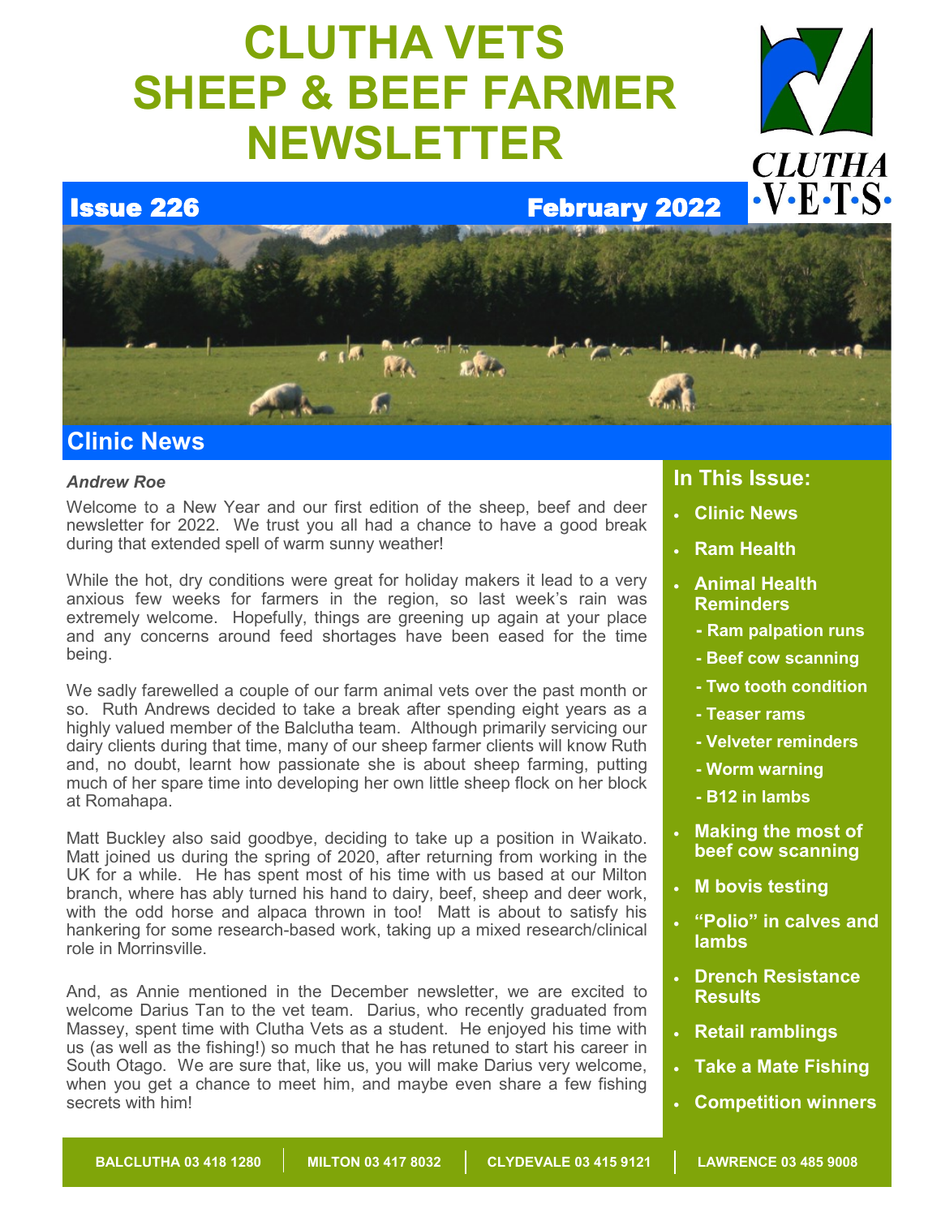# CLUTHA VETS SHEEP & BEEF FARMER NEWSLETTER

**Issue 226** — **February 2022**

## Clinic News

***Andrew Roe***

Welcome to a New Year and our first edition of the sheep, beef and deer newsletter for 2022. We trust you all had a chance to have a good break during that extended spell of warm sunny weather!

While the hot, dry conditions were great for holiday makers it lead to a very anxious few weeks for farmers in the region, so last week's rain was extremely welcome. Hopefully, things are greening up again at your place and any concerns around feed shortages have been eased for the time being.

We sadly farewelled a couple of our farm animal vets over the past month or so. Ruth Andrews decided to take a break after spending eight years as a highly valued member of the Balclutha team. Although primarily servicing our dairy clients during that time, many of our sheep farmer clients will know Ruth and, no doubt, learnt how passionate she is about sheep farming, putting much of her spare time into developing her own little sheep flock on her block at Romahapa.

Matt Buckley also said goodbye, deciding to take up a position in Waikato. Matt joined us during the spring of 2020, after returning from working in the UK for a while. He has spent most of his time with us based at our Milton branch, where has ably turned his hand to dairy, beef, sheep and deer work, with the odd horse and alpaca thrown in too! Matt is about to satisfy his hankering for some research-based work, taking up a mixed research/clinical role in Morrinsville.

And, as Annie mentioned in the December newsletter, we are excited to welcome Darius Tan to the vet team. Darius, who recently graduated from Massey, spent time with Clutha Vets as a student. He enjoyed his time with us (as well as the fishing!) so much that he has retuned to start his career in South Otago. We are sure that, like us, you will make Darius very welcome, when you get a chance to meet him, and maybe even share a few fishing secrets with him!

### In This Issue:

- **Clinic News**
- **Ram Health**
- **Animal Health Reminders**
  - **- Ram palpation runs**
  - **- Beef cow scanning**
  - **- Two tooth condition**
  - **- Teaser rams**
  - **- Velveter reminders**
  - **- Worm warning**
  - **- B12 in lambs**
- **Making the most of beef cow scanning**
- **M bovis testing**
- **"Polio" in calves and lambs**
- **Drench Resistance Results**
- **Retail ramblings**
- **Take a Mate Fishing**
- **Competition winners**

**BALCLUTHA 03 418 1280** | **MILTON 03 417 8032** | **CLYDEVALE 03 415 9121** | **LAWRENCE 03 485 9008**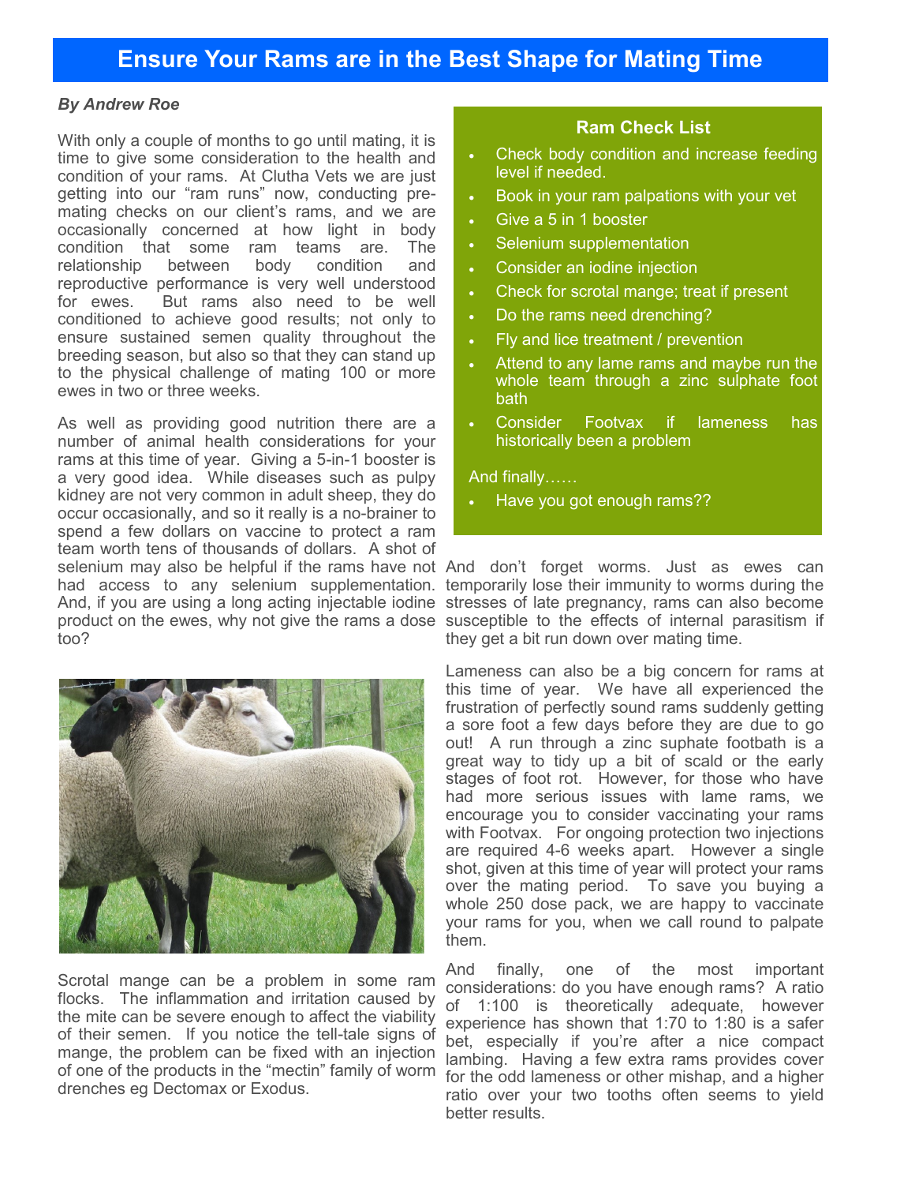# Ensure Your Rams are in the Best Shape for Mating Time

***By Andrew Roe***

With only a couple of months to go until mating, it is time to give some consideration to the health and condition of your rams. At Clutha Vets we are just getting into our “ram runs” now, conducting pre-mating checks on our client’s rams, and we are occasionally concerned at how light in body condition that some ram teams are. The relationship between body condition and reproductive performance is very well understood for ewes. But rams also need to be well conditioned to achieve good results; not only to ensure sustained semen quality throughout the breeding season, but also so that they can stand up to the physical challenge of mating 100 or more ewes in two or three weeks.

As well as providing good nutrition there are a number of animal health considerations for your rams at this time of year. Giving a 5-in-1 booster is a very good idea. While diseases such as pulpy kidney are not very common in adult sheep, they do occur occasionally, and so it really is a no-brainer to spend a few dollars on vaccine to protect a ram team worth tens of thousands of dollars. A shot of selenium may also be helpful if the rams have not had access to any selenium supplementation. And, if you are using a long acting injectable iodine product on the ewes, why not give the rams a dose too?

Scrotal mange can be a problem in some ram flocks. The inflammation and irritation caused by the mite can be severe enough to affect the viability of their semen. If you notice the tell-tale signs of mange, the problem can be fixed with an injection of one of the products in the “mectin” family of worm drenches eg Dectomax or Exodus.

### Ram Check List

- Check body condition and increase feeding level if needed.
- Book in your ram palpations with your vet
- Give a 5 in 1 booster
- Selenium supplementation
- Consider an iodine injection
- Check for scrotal mange; treat if present
- Do the rams need drenching?
- Fly and lice treatment / prevention
- Attend to any lame rams and maybe run the whole team through a zinc sulphate foot bath
- Consider Footvax if lameness has historically been a problem

And finally……

- Have you got enough rams??

And don’t forget worms. Just as ewes can temporarily lose their immunity to worms during the stresses of late pregnancy, rams can also become susceptible to the effects of internal parasitism if they get a bit run down over mating time.

Lameness can also be a big concern for rams at this time of year. We have all experienced the frustration of perfectly sound rams suddenly getting a sore foot a few days before they are due to go out! A run through a zinc suphate footbath is a great way to tidy up a bit of scald or the early stages of foot rot. However, for those who have had more serious issues with lame rams, we encourage you to consider vaccinating your rams with Footvax. For ongoing protection two injections are required 4-6 weeks apart. However a single shot, given at this time of year will protect your rams over the mating period. To save you buying a whole 250 dose pack, we are happy to vaccinate your rams for you, when we call round to palpate them.

And finally, one of the most important considerations: do you have enough rams? A ratio of 1:100 is theoretically adequate, however experience has shown that 1:70 to 1:80 is a safer bet, especially if you’re after a nice compact lambing. Having a few extra rams provides cover for the odd lameness or other mishap, and a higher ratio over your two tooths often seems to yield better results.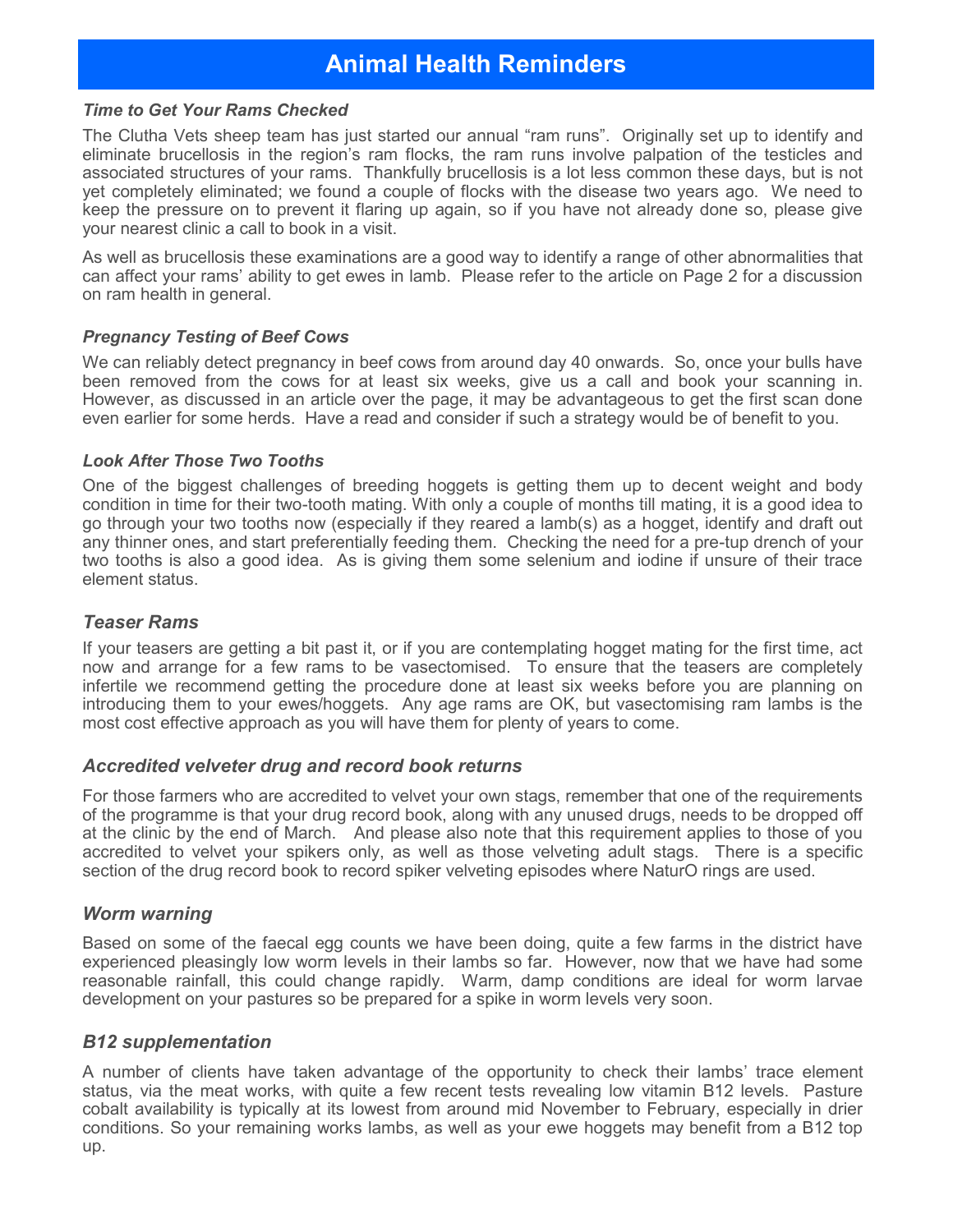# Animal Health Reminders

### *Time to Get Your Rams Checked*

The Clutha Vets sheep team has just started our annual "ram runs". Originally set up to identify and eliminate brucellosis in the region's ram flocks, the ram runs involve palpation of the testicles and associated structures of your rams. Thankfully brucellosis is a lot less common these days, but is not yet completely eliminated; we found a couple of flocks with the disease two years ago. We need to keep the pressure on to prevent it flaring up again, so if you have not already done so, please give your nearest clinic a call to book in a visit.

As well as brucellosis these examinations are a good way to identify a range of other abnormalities that can affect your rams' ability to get ewes in lamb. Please refer to the article on Page 2 for a discussion on ram health in general.

### *Pregnancy Testing of Beef Cows*

We can reliably detect pregnancy in beef cows from around day 40 onwards. So, once your bulls have been removed from the cows for at least six weeks, give us a call and book your scanning in. However, as discussed in an article over the page, it may be advantageous to get the first scan done even earlier for some herds. Have a read and consider if such a strategy would be of benefit to you.

### *Look After Those Two Tooths*

One of the biggest challenges of breeding hoggets is getting them up to decent weight and body condition in time for their two-tooth mating. With only a couple of months till mating, it is a good idea to go through your two tooths now (especially if they reared a lamb(s) as a hogget, identify and draft out any thinner ones, and start preferentially feeding them. Checking the need for a pre-tup drench of your two tooths is also a good idea. As is giving them some selenium and iodine if unsure of their trace element status.

### *Teaser Rams*

If your teasers are getting a bit past it, or if you are contemplating hogget mating for the first time, act now and arrange for a few rams to be vasectomised. To ensure that the teasers are completely infertile we recommend getting the procedure done at least six weeks before you are planning on introducing them to your ewes/hoggets. Any age rams are OK, but vasectomising ram lambs is the most cost effective approach as you will have them for plenty of years to come.

### *Accredited velveter drug and record book returns*

For those farmers who are accredited to velvet your own stags, remember that one of the requirements of the programme is that your drug record book, along with any unused drugs, needs to be dropped off at the clinic by the end of March. And please also note that this requirement applies to those of you accredited to velvet your spikers only, as well as those velveting adult stags. There is a specific section of the drug record book to record spiker velveting episodes where NaturO rings are used.

### *Worm warning*

Based on some of the faecal egg counts we have been doing, quite a few farms in the district have experienced pleasingly low worm levels in their lambs so far. However, now that we have had some reasonable rainfall, this could change rapidly. Warm, damp conditions are ideal for worm larvae development on your pastures so be prepared for a spike in worm levels very soon.

### *B12 supplementation*

A number of clients have taken advantage of the opportunity to check their lambs' trace element status, via the meat works, with quite a few recent tests revealing low vitamin B12 levels. Pasture cobalt availability is typically at its lowest from around mid November to February, especially in drier conditions. So your remaining works lambs, as well as your ewe hoggets may benefit from a B12 top up.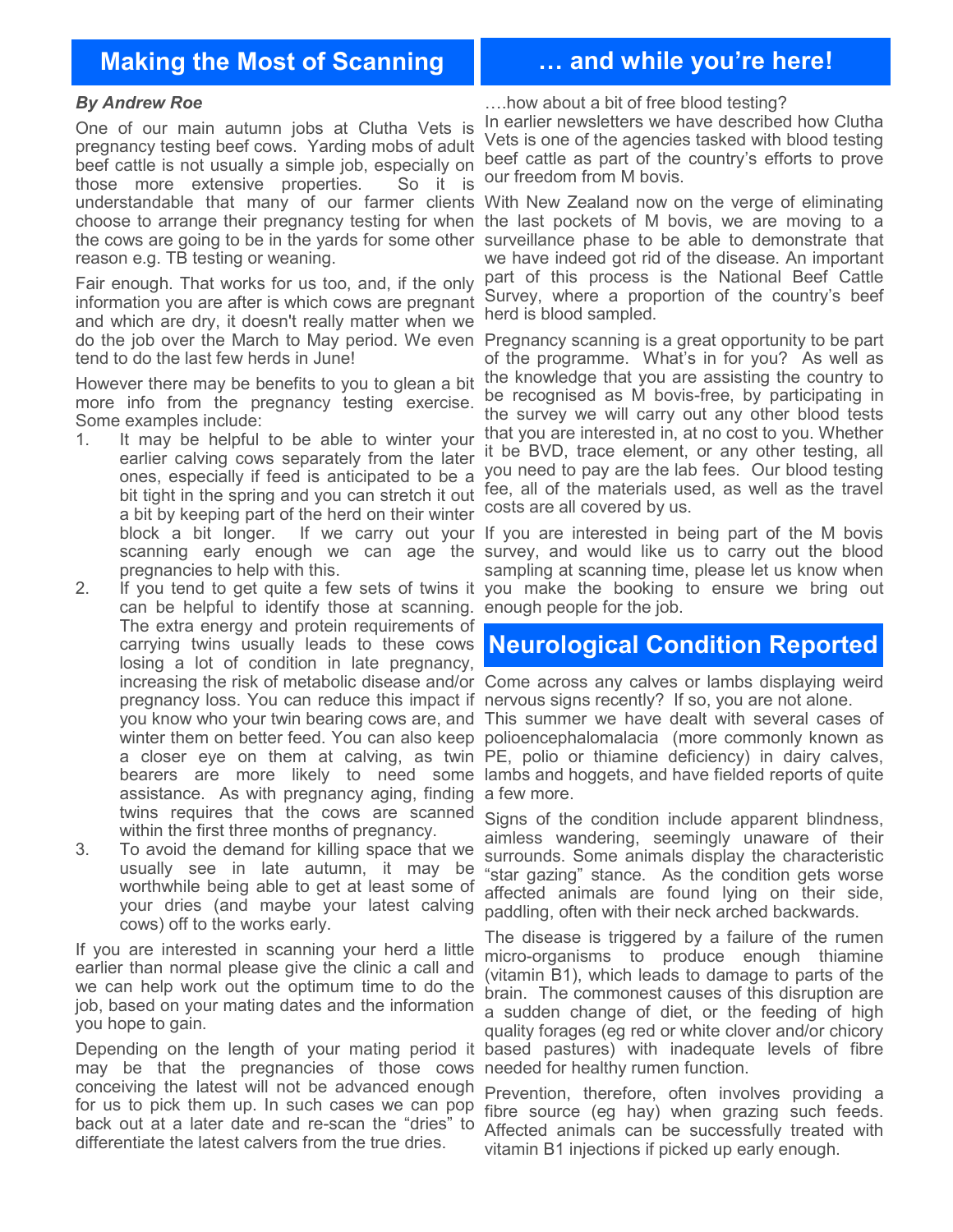## Making the Most of Scanning

***By Andrew Roe***

One of our main autumn jobs at Clutha Vets is pregnancy testing beef cows. Yarding mobs of adult beef cattle is not usually a simple job, especially on those more extensive properties. So it is understandable that many of our farmer clients choose to arrange their pregnancy testing for when the cows are going to be in the yards for some other reason e.g. TB testing or weaning.

Fair enough. That works for us too, and, if the only information you are after is which cows are pregnant and which are dry, it doesn't really matter when we do the job over the March to May period. We even tend to do the last few herds in June!

However there may be benefits to you to glean a bit more info from the pregnancy testing exercise. Some examples include:

1. It may be helpful to be able to winter your earlier calving cows separately from the later ones, especially if feed is anticipated to be a bit tight in the spring and you can stretch it out a bit by keeping part of the herd on their winter block a bit longer. If we carry out your scanning early enough we can age the pregnancies to help with this.
2. If you tend to get quite a few sets of twins it can be helpful to identify those at scanning. The extra energy and protein requirements of carrying twins usually leads to these cows losing a lot of condition in late pregnancy, increasing the risk of metabolic disease and/or pregnancy loss. You can reduce this impact if you know who your twin bearing cows are, and winter them on better feed. You can also keep a closer eye on them at calving, as twin bearers are more likely to need some assistance. As with pregnancy aging, finding twins requires that the cows are scanned within the first three months of pregnancy.
3. To avoid the demand for killing space that we usually see in late autumn, it may be worthwhile being able to get at least some of your dries (and maybe your latest calving cows) off to the works early.

If you are interested in scanning your herd a little earlier than normal please give the clinic a call and we can help work out the optimum time to do the job, based on your mating dates and the information you hope to gain.

Depending on the length of your mating period it may be that the pregnancies of those cows conceiving the latest will not be advanced enough for us to pick them up. In such cases we can pop back out at a later date and re-scan the "dries" to differentiate the latest calvers from the true dries.

## … and while you're here!

….how about a bit of free blood testing?

In earlier newsletters we have described how Clutha Vets is one of the agencies tasked with blood testing beef cattle as part of the country's efforts to prove our freedom from M bovis.

With New Zealand now on the verge of eliminating the last pockets of M bovis, we are moving to a surveillance phase to be able to demonstrate that we have indeed got rid of the disease. An important part of this process is the National Beef Cattle Survey, where a proportion of the country's beef herd is blood sampled.

Pregnancy scanning is a great opportunity to be part of the programme. What's in for you? As well as the knowledge that you are assisting the country to be recognised as M bovis-free, by participating in the survey we will carry out any other blood tests that you are interested in, at no cost to you. Whether it be BVD, trace element, or any other testing, all you need to pay are the lab fees. Our blood testing fee, all of the materials used, as well as the travel costs are all covered by us.

If you are interested in being part of the M bovis survey, and would like us to carry out the blood sampling at scanning time, please let us know when you make the booking to ensure we bring out enough people for the job.

## Neurological Condition Reported

Come across any calves or lambs displaying weird nervous signs recently? If so, you are not alone. This summer we have dealt with several cases of polioencephalomalacia (more commonly known as PE, polio or thiamine deficiency) in dairy calves, lambs and hoggets, and have fielded reports of quite a few more.

Signs of the condition include apparent blindness, aimless wandering, seemingly unaware of their surrounds. Some animals display the characteristic "star gazing" stance. As the condition gets worse affected animals are found lying on their side, paddling, often with their neck arched backwards.

The disease is triggered by a failure of the rumen micro-organisms to produce enough thiamine (vitamin B1), which leads to damage to parts of the brain. The commonest causes of this disruption are a sudden change of diet, or the feeding of high quality forages (eg red or white clover and/or chicory based pastures) with inadequate levels of fibre needed for healthy rumen function.

Prevention, therefore, often involves providing a fibre source (eg hay) when grazing such feeds. Affected animals can be successfully treated with vitamin B1 injections if picked up early enough.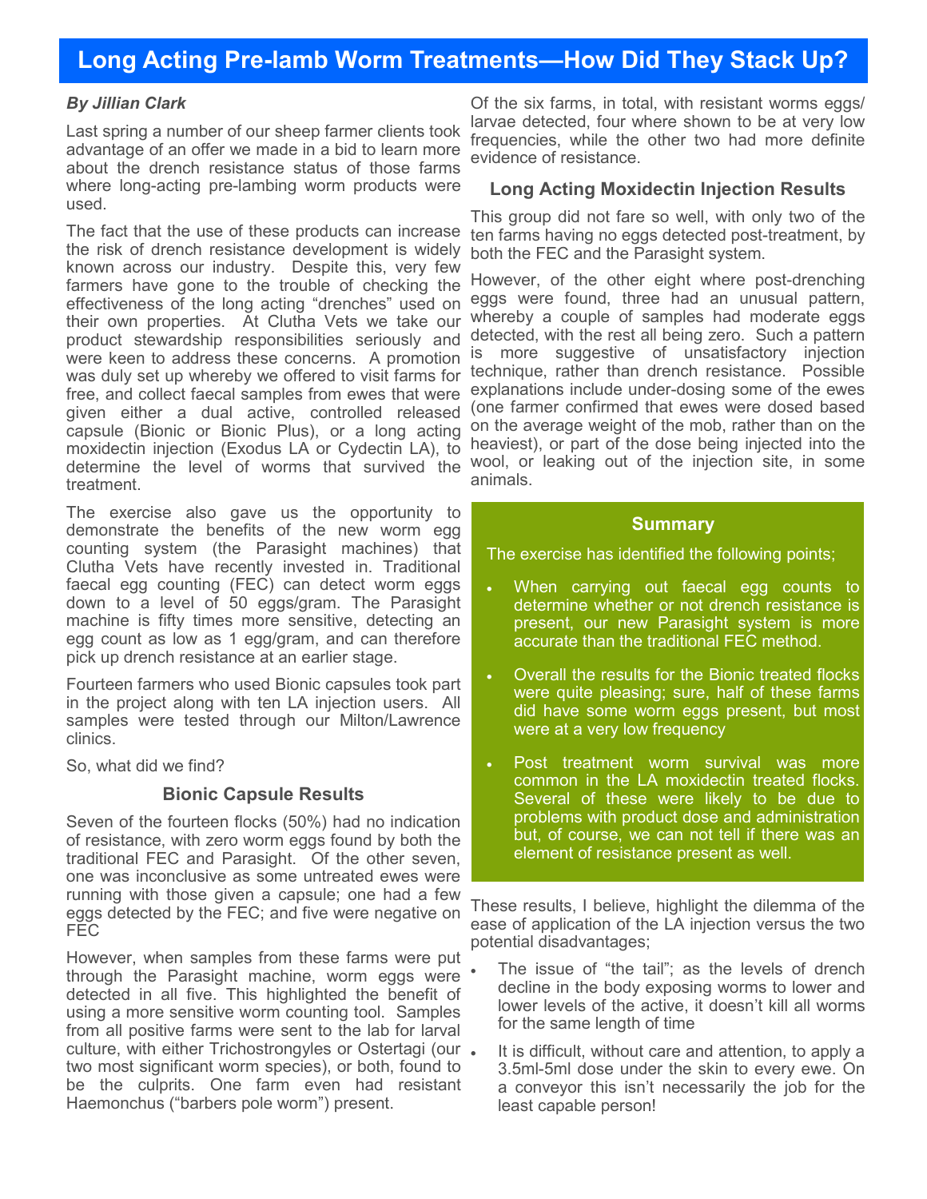# Long Acting Pre-lamb Worm Treatments—How Did They Stack Up?

***By Jillian Clark***

Last spring a number of our sheep farmer clients took advantage of an offer we made in a bid to learn more about the drench resistance status of those farms where long-acting pre-lambing worm products were used.

The fact that the use of these products can increase the risk of drench resistance development is widely known across our industry. Despite this, very few farmers have gone to the trouble of checking the effectiveness of the long acting "drenches" used on their own properties. At Clutha Vets we take our product stewardship responsibilities seriously and were keen to address these concerns. A promotion was duly set up whereby we offered to visit farms for free, and collect faecal samples from ewes that were given either a dual active, controlled released capsule (Bionic or Bionic Plus), or a long acting moxidectin injection (Exodus LA or Cydectin LA), to determine the level of worms that survived the treatment.

The exercise also gave us the opportunity to demonstrate the benefits of the new worm egg counting system (the Parasight machines) that Clutha Vets have recently invested in. Traditional faecal egg counting (FEC) can detect worm eggs down to a level of 50 eggs/gram. The Parasight machine is fifty times more sensitive, detecting an egg count as low as 1 egg/gram, and can therefore pick up drench resistance at an earlier stage.

Fourteen farmers who used Bionic capsules took part in the project along with ten LA injection users. All samples were tested through our Milton/Lawrence clinics.

So, what did we find?

### Bionic Capsule Results

Seven of the fourteen flocks (50%) had no indication of resistance, with zero worm eggs found by both the traditional FEC and Parasight. Of the other seven, one was inconclusive as some untreated ewes were running with those given a capsule; one had a few eggs detected by the FEC; and five were negative on FEC

However, when samples from these farms were put through the Parasight machine, worm eggs were detected in all five. This highlighted the benefit of using a more sensitive worm counting tool. Samples from all positive farms were sent to the lab for larval culture, with either Trichostrongyles or Ostertagi (our two most significant worm species), or both, found to be the culprits. One farm even had resistant Haemonchus ("barbers pole worm") present.

Of the six farms, in total, with resistant worms eggs/ larvae detected, four where shown to be at very low frequencies, while the other two had more definite evidence of resistance.

### Long Acting Moxidectin Injection Results

This group did not fare so well, with only two of the ten farms having no eggs detected post-treatment, by both the FEC and the Parasight system.

However, of the other eight where post-drenching eggs were found, three had an unusual pattern, whereby a couple of samples had moderate eggs detected, with the rest all being zero. Such a pattern is more suggestive of unsatisfactory injection technique, rather than drench resistance. Possible explanations include under-dosing some of the ewes (one farmer confirmed that ewes were dosed based on the average weight of the mob, rather than on the heaviest), or part of the dose being injected into the wool, or leaking out of the injection site, in some animals.

### Summary

The exercise has identified the following points;

- When carrying out faecal egg counts to determine whether or not drench resistance is present, our new Parasight system is more accurate than the traditional FEC method.
- Overall the results for the Bionic treated flocks were quite pleasing; sure, half of these farms did have some worm eggs present, but most were at a very low frequency
- Post treatment worm survival was more common in the LA moxidectin treated flocks. Several of these were likely to be due to problems with product dose and administration but, of course, we can not tell if there was an element of resistance present as well.

These results, I believe, highlight the dilemma of the ease of application of the LA injection versus the two potential disadvantages;

- The issue of "the tail"; as the levels of drench decline in the body exposing worms to lower and lower levels of the active, it doesn't kill all worms for the same length of time
- It is difficult, without care and attention, to apply a 3.5ml-5ml dose under the skin to every ewe. On a conveyor this isn't necessarily the job for the least capable person!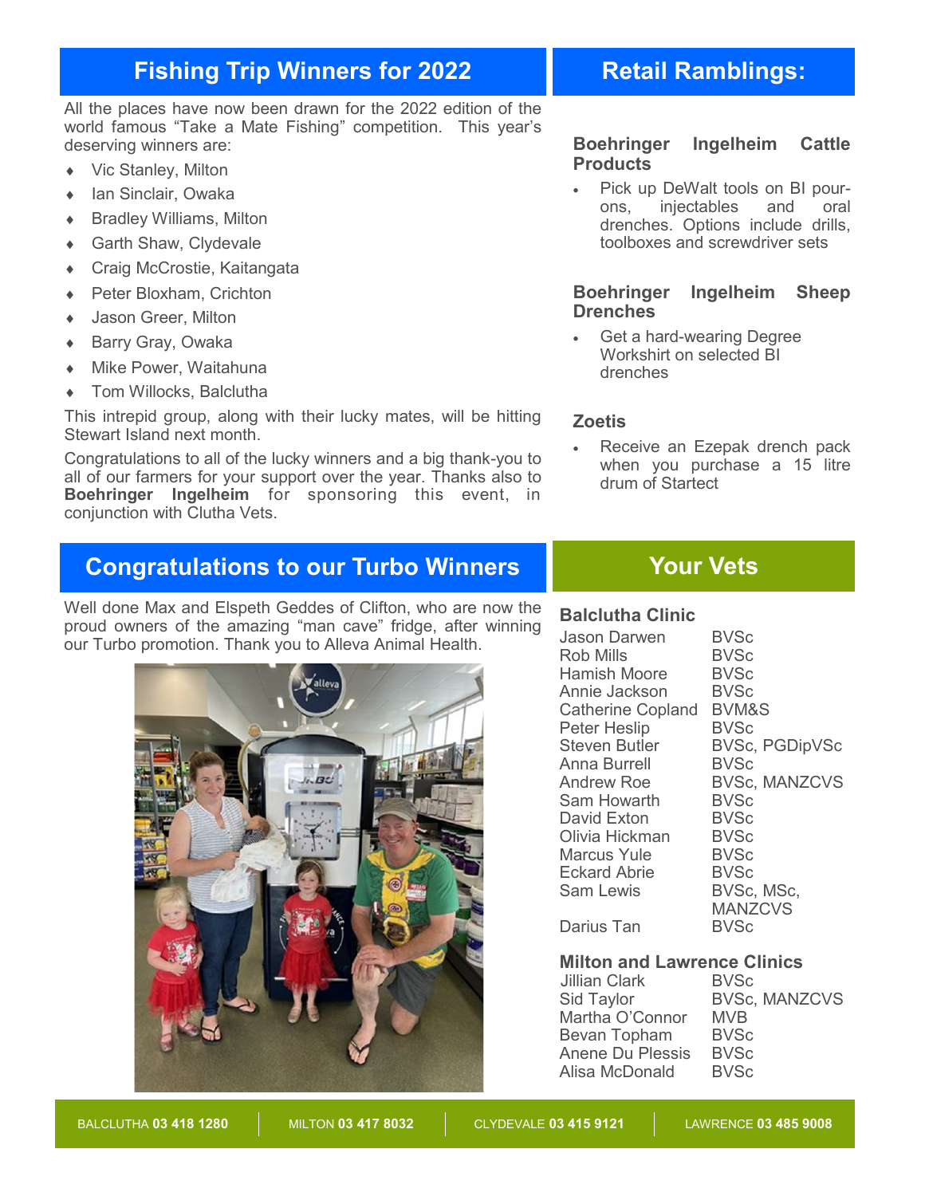## Fishing Trip Winners for 2022

All the places have now been drawn for the 2022 edition of the world famous "Take a Mate Fishing" competition. This year's deserving winners are:

- Vic Stanley, Milton
- Ian Sinclair, Owaka
- Bradley Williams, Milton
- Garth Shaw, Clydevale
- Craig McCrostie, Kaitangata
- Peter Bloxham, Crichton
- Jason Greer, Milton
- Barry Gray, Owaka
- Mike Power, Waitahuna
- Tom Willocks, Balclutha

This intrepid group, along with their lucky mates, will be hitting Stewart Island next month.

Congratulations to all of the lucky winners and a big thank-you to all of our farmers for your support over the year. Thanks also to **Boehringer Ingelheim** for sponsoring this event, in conjunction with Clutha Vets.

## Congratulations to our Turbo Winners

Well done Max and Elspeth Geddes of Clifton, who are now the proud owners of the amazing "man cave" fridge, after winning our Turbo promotion. Thank you to Alleva Animal Health.

## Retail Ramblings:

### Boehringer Ingelheim Cattle Products

- Pick up DeWalt tools on BI pour-ons, injectables and oral drenches. Options include drills, toolboxes and screwdriver sets

### Boehringer Ingelheim Sheep Drenches

- Get a hard-wearing Degree Workshirt on selected BI drenches

### Zoetis

- Receive an Ezepak drench pack when you purchase a 15 litre drum of Startect

## Your Vets

### Balclutha Clinic

| | |
|---|---|
| Jason Darwen | BVSc |
| Rob Mills | BVSc |
| Hamish Moore | BVSc |
| Annie Jackson | BVSc |
| Catherine Copland | BVM&S |
| Peter Heslip | BVSc |
| Steven Butler | BVSc, PGDipVSc |
| Anna Burrell | BVSc |
| Andrew Roe | BVSc, MANZCVS |
| Sam Howarth | BVSc |
| David Exton | BVSc |
| Olivia Hickman | BVSc |
| Marcus Yule | BVSc |
| Eckard Abrie | BVSc |
| Sam Lewis | BVSc, MSc, MANZCVS |
| Darius Tan | BVSc |

### Milton and Lawrence Clinics

| | |
|---|---|
| Jillian Clark | BVSc |
| Sid Taylor | BVSc, MANZCVS |
| Martha O'Connor | MVB |
| Bevan Topham | BVSc |
| Anene Du Plessis | BVSc |
| Alisa McDonald | BVSc |

BALCLUTHA **03 418 1280** | MILTON **03 417 8032** | CLYDEVALE **03 415 9121** | LAWRENCE **03 485 9008**